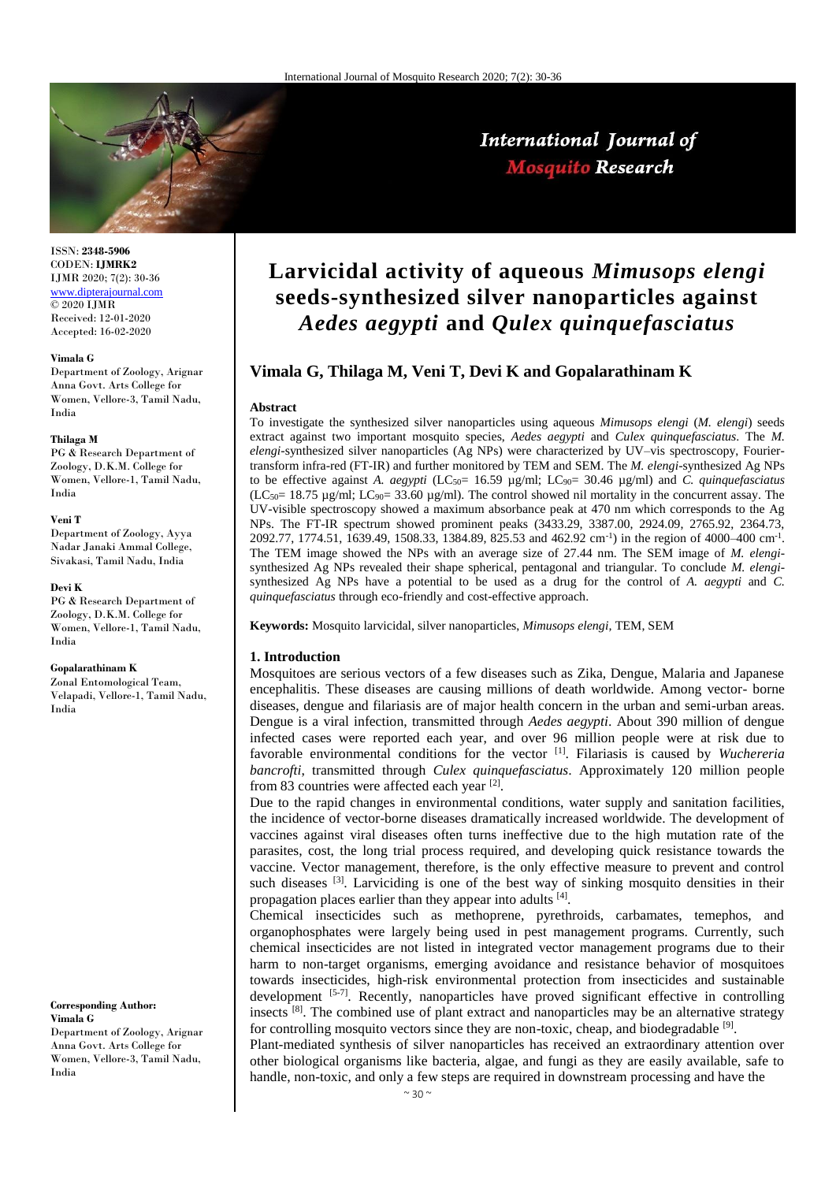# Larvicidal activity of aqueous *Mimusops elengi* seeds-synthesized silver nanoparticles against *Aedes aegypti* and *Qulex quinquefasciatus*

ISSN: **2348-5906**
CODEN: **IJMRK2**
IJMR 2020; 7(2): 30-36
www.dipterajournal.com
© 2020 IJMR
Received: 12-01-2020
Accepted: 16-02-2020

## Vimala G, Thilaga M, Veni T, Devi K and Gopalarathinam K

**Vimala G**
Department of Zoology, Arignar Anna Govt. Arts College for Women, Vellore-3, Tamil Nadu, India

**Thilaga M**
PG & Research Department of Zoology, D.K.M. College for Women, Vellore-1, Tamil Nadu, India

**Veni T**
Department of Zoology, Ayya Nadar Janaki Ammal College, Sivakasi, Tamil Nadu, India

**Devi K**
PG & Research Department of Zoology, D.K.M. College for Women, Vellore-1, Tamil Nadu, India

**Gopalarathinam K**
Zonal Entomological Team, Velapadi, Vellore-1, Tamil Nadu, India

**Corresponding Author:**
**Vimala G**
Department of Zoology, Arignar Anna Govt. Arts College for Women, Vellore-3, Tamil Nadu, India

### Abstract

To investigate the synthesized silver nanoparticles using aqueous *Mimusops elengi* (*M. elengi*) seeds extract against two important mosquito species, *Aedes aegypti* and *Culex quinquefasciatus*. The *M. elengi*-synthesized silver nanoparticles (Ag NPs) were characterized by UV–vis spectroscopy, Fourier-transform infra-red (FT-IR) and further monitored by TEM and SEM. The *M. elengi*-synthesized Ag NPs to be effective against *A. aegypti* ($LC_{50}$= 16.59 µg/ml; $LC_{90}$= 30.46 µg/ml) and *C. quinquefasciatus* ($LC_{50}$= 18.75 µg/ml; $LC_{90}$= 33.60 µg/ml). The control showed nil mortality in the concurrent assay. The UV-visible spectroscopy showed a maximum absorbance peak at 470 nm which corresponds to the Ag NPs. The FT-IR spectrum showed prominent peaks (3433.29, 3387.00, 2924.09, 2765.92, 2364.73, 2092.77, 1774.51, 1639.49, 1508.33, 1384.89, 825.53 and 462.92 $cm^{-1}$) in the region of 4000–400 $cm^{-1}$. The TEM image showed the NPs with an average size of 27.44 nm. The SEM image of *M. elengi*-synthesized Ag NPs revealed their shape spherical, pentagonal and triangular. To conclude *M. elengi*-synthesized Ag NPs have a potential to be used as a drug for the control of *A. aegypti* and *C. quinquefasciatus* through eco-friendly and cost-effective approach.

**Keywords:** Mosquito larvicidal, silver nanoparticles, *Mimusops elengi*, TEM, SEM

### 1. Introduction

Mosquitoes are serious vectors of a few diseases such as Zika, Dengue, Malaria and Japanese encephalitis. These diseases are causing millions of death worldwide. Among vector- borne diseases, dengue and filariasis are of major health concern in the urban and semi-urban areas. Dengue is a viral infection, transmitted through *Aedes aegypti*. About 390 million of dengue infected cases were reported each year, and over 96 million people were at risk due to favorable environmental conditions for the vector [1]. Filariasis is caused by *Wuchereria bancrofti*, transmitted through *Culex quinquefasciatus*. Approximately 120 million people from 83 countries were affected each year [2].

Due to the rapid changes in environmental conditions, water supply and sanitation facilities, the incidence of vector-borne diseases dramatically increased worldwide. The development of vaccines against viral diseases often turns ineffective due to the high mutation rate of the parasites, cost, the long trial process required, and developing quick resistance towards the vaccine. Vector management, therefore, is the only effective measure to prevent and control such diseases [3]. Larviciding is one of the best way of sinking mosquito densities in their propagation places earlier than they appear into adults [4].

Chemical insecticides such as methoprene, pyrethroids, carbamates, temephos, and organophosphates were largely being used in pest management programs. Currently, such chemical insecticides are not listed in integrated vector management programs due to their harm to non-target organisms, emerging avoidance and resistance behavior of mosquitoes towards insecticides, high-risk environmental protection from insecticides and sustainable development [5-7]. Recently, nanoparticles have proved significant effective in controlling insects [8]. The combined use of plant extract and nanoparticles may be an alternative strategy for controlling mosquito vectors since they are non-toxic, cheap, and biodegradable [9].

Plant-mediated synthesis of silver nanoparticles has received an extraordinary attention over other biological organisms like bacteria, algae, and fungi as they are easily available, safe to handle, non-toxic, and only a few steps are required in downstream processing and have the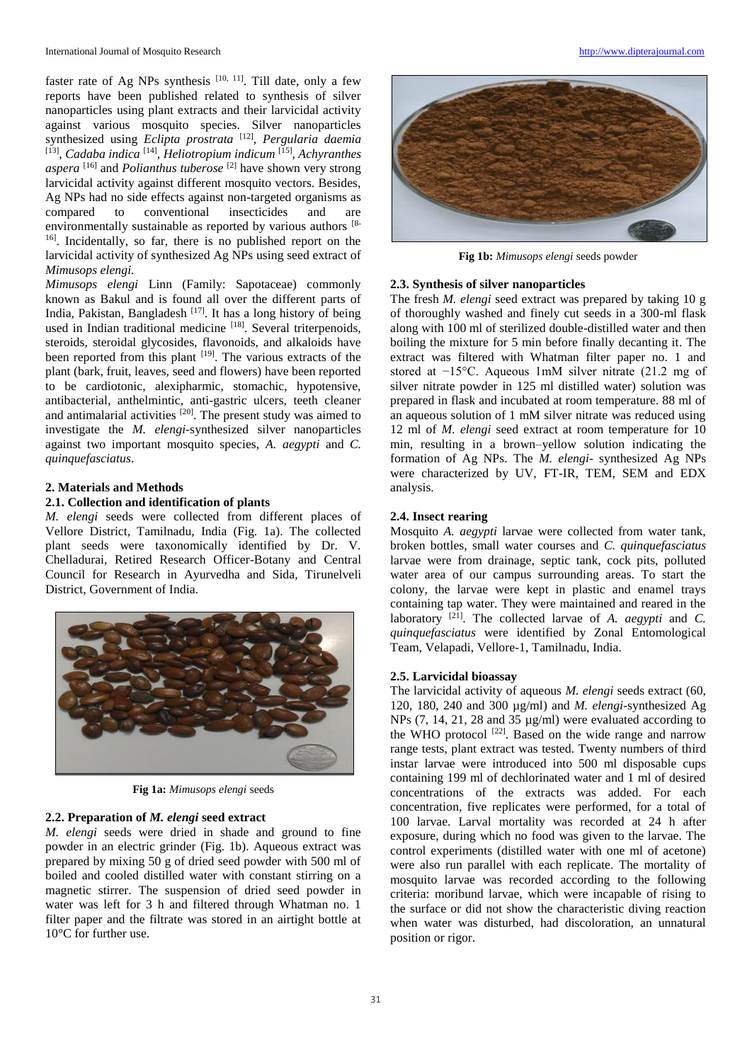faster rate of Ag NPs synthesis [10, 11]. Till date, only a few reports have been published related to synthesis of silver nanoparticles using plant extracts and their larvicidal activity against various mosquito species. Silver nanoparticles synthesized using *Eclipta prostrata* [12], *Pergularia daemia* [13], *Cadaba indica* [14], *Heliotropium indicum* [15], *Achyranthes aspera* [16] and *Polianthus tuberose* [2] have shown very strong larvicidal activity against different mosquito vectors. Besides, Ag NPs had no side effects against non-targeted organisms as compared to conventional insecticides and are environmentally sustainable as reported by various authors [8-16]. Incidentally, so far, there is no published report on the larvicidal activity of synthesized Ag NPs using seed extract of *Mimusops elengi.*

*Mimusops elengi* Linn (Family: Sapotaceae) commonly known as Bakul and is found all over the different parts of India, Pakistan, Bangladesh [17]. It has a long history of being used in Indian traditional medicine [18]. Several triterpenoids, steroids, steroidal glycosides, flavonoids, and alkaloids have been reported from this plant [19]. The various extracts of the plant (bark, fruit, leaves, seed and flowers) have been reported to be cardiotonic, alexipharmic, stomachic, hypotensive, antibacterial, anthelmintic, anti-gastric ulcers, teeth cleaner and antimalarial activities [20]. The present study was aimed to investigate the *M. elengi*-synthesized silver nanoparticles against two important mosquito species, *A. aegypti* and *C. quinquefasciatus*.

## 2. Materials and Methods

### 2.1. Collection and identification of plants

*M. elengi* seeds were collected from different places of Vellore District, Tamilnadu, India (Fig. 1a). The collected plant seeds were taxonomically identified by Dr. V. Chelladurai, Retired Research Officer-Botany and Central Council for Research in Ayurvedha and Sida, Tirunelveli District, Government of India.

**Fig 1a:** *Mimusops elengi* seeds

### 2.2. Preparation of *M. elengi* seed extract

*M. elengi* seeds were dried in shade and ground to fine powder in an electric grinder (Fig. 1b). Aqueous extract was prepared by mixing 50 g of dried seed powder with 500 ml of boiled and cooled distilled water with constant stirring on a magnetic stirrer. The suspension of dried seed powder in water was left for 3 h and filtered through Whatman no. 1 filter paper and the filtrate was stored in an airtight bottle at 10°C for further use.

**Fig 1b:** *Mimusops elengi* seeds powder

### 2.3. Synthesis of silver nanoparticles

The fresh *M. elengi* seed extract was prepared by taking 10 g of thoroughly washed and finely cut seeds in a 300-ml flask along with 100 ml of sterilized double-distilled water and then boiling the mixture for 5 min before finally decanting it. The extract was filtered with Whatman filter paper no. 1 and stored at −15°C. Aqueous 1mM silver nitrate (21.2 mg of silver nitrate powder in 125 ml distilled water) solution was prepared in flask and incubated at room temperature. 88 ml of an aqueous solution of 1 mM silver nitrate was reduced using 12 ml of *M. elengi* seed extract at room temperature for 10 min, resulting in a brown–yellow solution indicating the formation of Ag NPs. The *M. elengi*- synthesized Ag NPs were characterized by UV, FT-IR, TEM, SEM and EDX analysis.

### 2.4. Insect rearing

Mosquito *A. aegypti* larvae were collected from water tank, broken bottles, small water courses and *C. quinquefasciatus* larvae were from drainage, septic tank, cock pits, polluted water area of our campus surrounding areas. To start the colony, the larvae were kept in plastic and enamel trays containing tap water. They were maintained and reared in the laboratory [21]. The collected larvae of *A. aegypti* and *C. quinquefasciatus* were identified by Zonal Entomological Team, Velapadi, Vellore-1, Tamilnadu, India.

### 2.5. Larvicidal bioassay

The larvicidal activity of aqueous *M. elengi* seeds extract (60, 120, 180, 240 and 300 µg/ml) and *M. elengi*-synthesized Ag NPs (7, 14, 21, 28 and 35 µg/ml) were evaluated according to the WHO protocol [22]. Based on the wide range and narrow range tests, plant extract was tested. Twenty numbers of third instar larvae were introduced into 500 ml disposable cups containing 199 ml of dechlorinated water and 1 ml of desired concentrations of the extracts was added. For each concentration, five replicates were performed, for a total of 100 larvae. Larval mortality was recorded at 24 h after exposure, during which no food was given to the larvae. The control experiments (distilled water with one ml of acetone) were also run parallel with each replicate. The mortality of mosquito larvae was recorded according to the following criteria: moribund larvae, which were incapable of rising to the surface or did not show the characteristic diving reaction when water was disturbed, had discoloration, an unnatural position or rigor.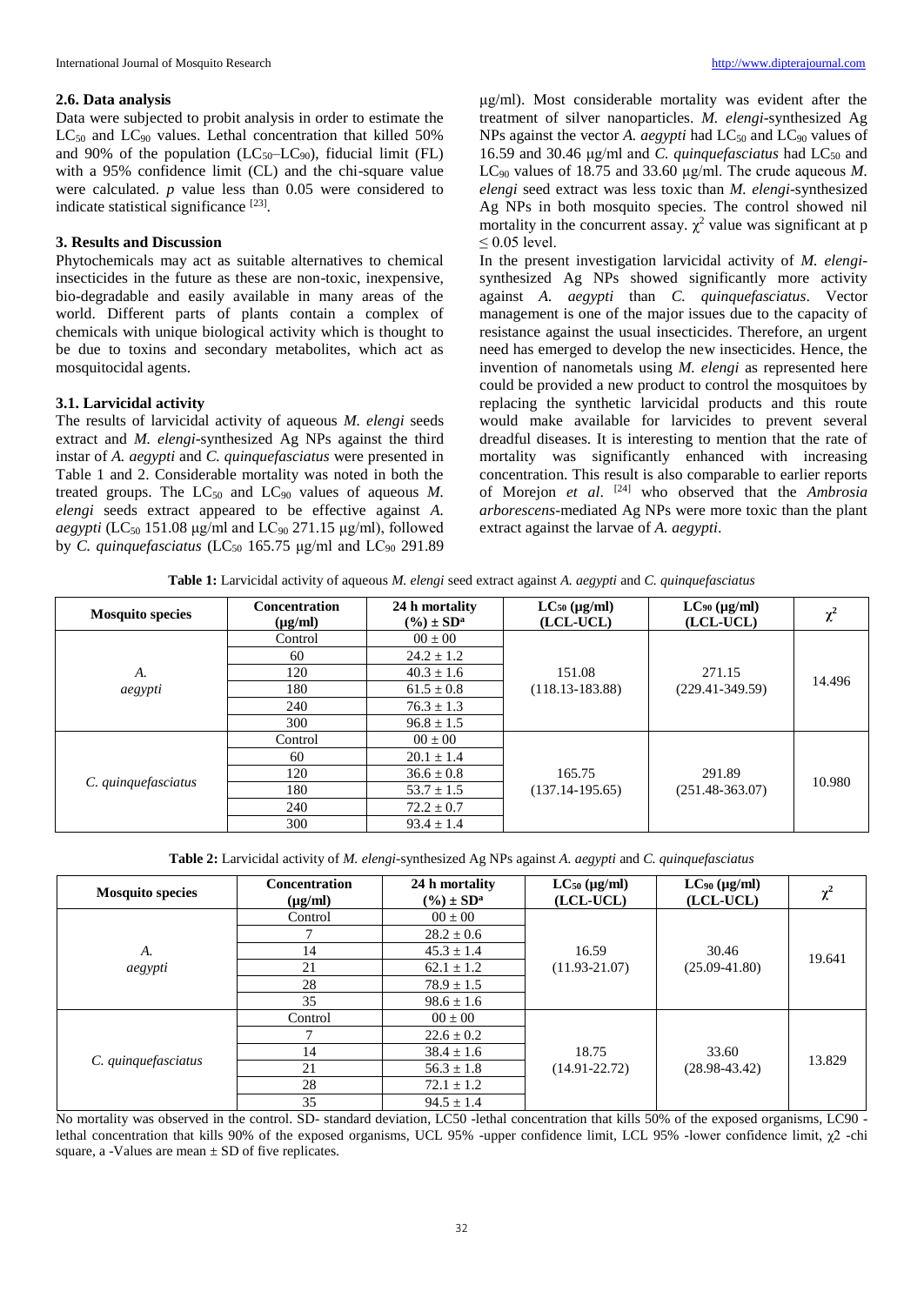### 2.6. Data analysis

Data were subjected to probit analysis in order to estimate the $LC_{50}$ and $LC_{90}$ values. Lethal concentration that killed 50% and 90% of the population ($LC_{50}$–$LC_{90}$), fiducial limit (FL) with a 95% confidence limit (CL) and the chi-square value were calculated. *p* value less than 0.05 were considered to indicate statistical significance [23].

## 3. Results and Discussion

Phytochemicals may act as suitable alternatives to chemical insecticides in the future as these are non-toxic, inexpensive, bio-degradable and easily available in many areas of the world. Different parts of plants contain a complex of chemicals with unique biological activity which is thought to be due to toxins and secondary metabolites, which act as mosquitocidal agents.

### 3.1. Larvicidal activity

The results of larvicidal activity of aqueous *M. elengi* seeds extract and *M. elengi*-synthesized Ag NPs against the third instar of *A. aegypti* and *C. quinquefasciatus* were presented in Table 1 and 2. Considerable mortality was noted in both the treated groups. The $LC_{50}$ and $LC_{90}$ values of aqueous *M. elengi* seeds extract appeared to be effective against *A. aegypti* ($LC_{50}$ 151.08 µg/ml and $LC_{90}$ 271.15 µg/ml), followed by *C. quinquefasciatus* ($LC_{50}$ 165.75 µg/ml and $LC_{90}$ 291.89 µg/ml). Most considerable mortality was evident after the treatment of silver nanoparticles. *M. elengi*-synthesized Ag NPs against the vector *A. aegypti* had $LC_{50}$ and $LC_{90}$ values of 16.59 and 30.46 µg/ml and *C. quinquefasciatus* had $LC_{50}$ and $LC_{90}$ values of 18.75 and 33.60 µg/ml. The crude aqueous *M. elengi* seed extract was less toxic than *M. elengi*-synthesized Ag NPs in both mosquito species. The control showed nil mortality in the concurrent assay. $\chi^2$ value was significant at p $\leq$ 0.05 level.

In the present investigation larvicidal activity of *M. elengi*-synthesized Ag NPs showed significantly more activity against *A. aegypti* than *C. quinquefasciatus*. Vector management is one of the major issues due to the capacity of resistance against the usual insecticides. Therefore, an urgent need has emerged to develop the new insecticides. Hence, the invention of nanometals using *M. elengi* as represented here could be provided a new product to control the mosquitoes by replacing the synthetic larvicidal products and this route would make available for larvicides to prevent several dreadful diseases. It is interesting to mention that the rate of mortality was significantly enhanced with increasing concentration. This result is also comparable to earlier reports of Morejon *et al*. [24] who observed that the *Ambrosia arborescens*-mediated Ag NPs were more toxic than the plant extract against the larvae of *A. aegypti*.

**Table 1:** Larvicidal activity of aqueous *M. elengi* seed extract against *A. aegypti* and *C. quinquefasciatus*

| Mosquito species | Concentration (µg/ml) | 24 h mortality (%) ± SD[a] | $LC_{50}$ (µg/ml) (LCL-UCL) | $LC_{90}$ (µg/ml) (LCL-UCL) | $\chi^2$ |
|---|---|---|---|---|---|
| *A. aegypti* | Control | 00 ± 00 | 151.08 (118.13-183.88) | 271.15 (229.41-349.59) | 14.496 |
| | 60 | 24.2 ± 1.2 | | | |
| | 120 | 40.3 ± 1.6 | | | |
| | 180 | 61.5 ± 0.8 | | | |
| | 240 | 76.3 ± 1.3 | | | |
| | 300 | 96.8 ± 1.5 | | | |
| *C. quinquefasciatus* | Control | 00 ± 00 | 165.75 (137.14-195.65) | 291.89 (251.48-363.07) | 10.980 |
| | 60 | 20.1 ± 1.4 | | | |
| | 120 | 36.6 ± 0.8 | | | |
| | 180 | 53.7 ± 1.5 | | | |
| | 240 | 72.2 ± 0.7 | | | |
| | 300 | 93.4 ± 1.4 | | | |

**Table 2:** Larvicidal activity of *M. elengi*-synthesized Ag NPs against *A. aegypti* and *C. quinquefasciatus*

| Mosquito species | Concentration (µg/ml) | 24 h mortality (%) ± SD[a] | $LC_{50}$ (µg/ml) (LCL-UCL) | $LC_{90}$ (µg/ml) (LCL-UCL) | $\chi^2$ |
|---|---|---|---|---|---|
| *A. aegypti* | Control | 00 ± 00 | 16.59 (11.93-21.07) | 30.46 (25.09-41.80) | 19.641 |
| | 7 | 28.2 ± 0.6 | | | |
| | 14 | 45.3 ± 1.4 | | | |
| | 21 | 62.1 ± 1.2 | | | |
| | 28 | 78.9 ± 1.5 | | | |
| | 35 | 98.6 ± 1.6 | | | |
| *C. quinquefasciatus* | Control | 00 ± 00 | 18.75 (14.91-22.72) | 33.60 (28.98-43.42) | 13.829 |
| | 7 | 22.6 ± 0.2 | | | |
| | 14 | 38.4 ± 1.6 | | | |
| | 21 | 56.3 ± 1.8 | | | |
| | 28 | 72.1 ± 1.2 | | | |
| | 35 | 94.5 ± 1.4 | | | |

No mortality was observed in the control. SD- standard deviation, LC50 -lethal concentration that kills 50% of the exposed organisms, LC90 -lethal concentration that kills 90% of the exposed organisms, UCL 95% -upper confidence limit, LCL 95% -lower confidence limit, $\chi^2$ -chi square, a -Values are mean ± SD of five replicates.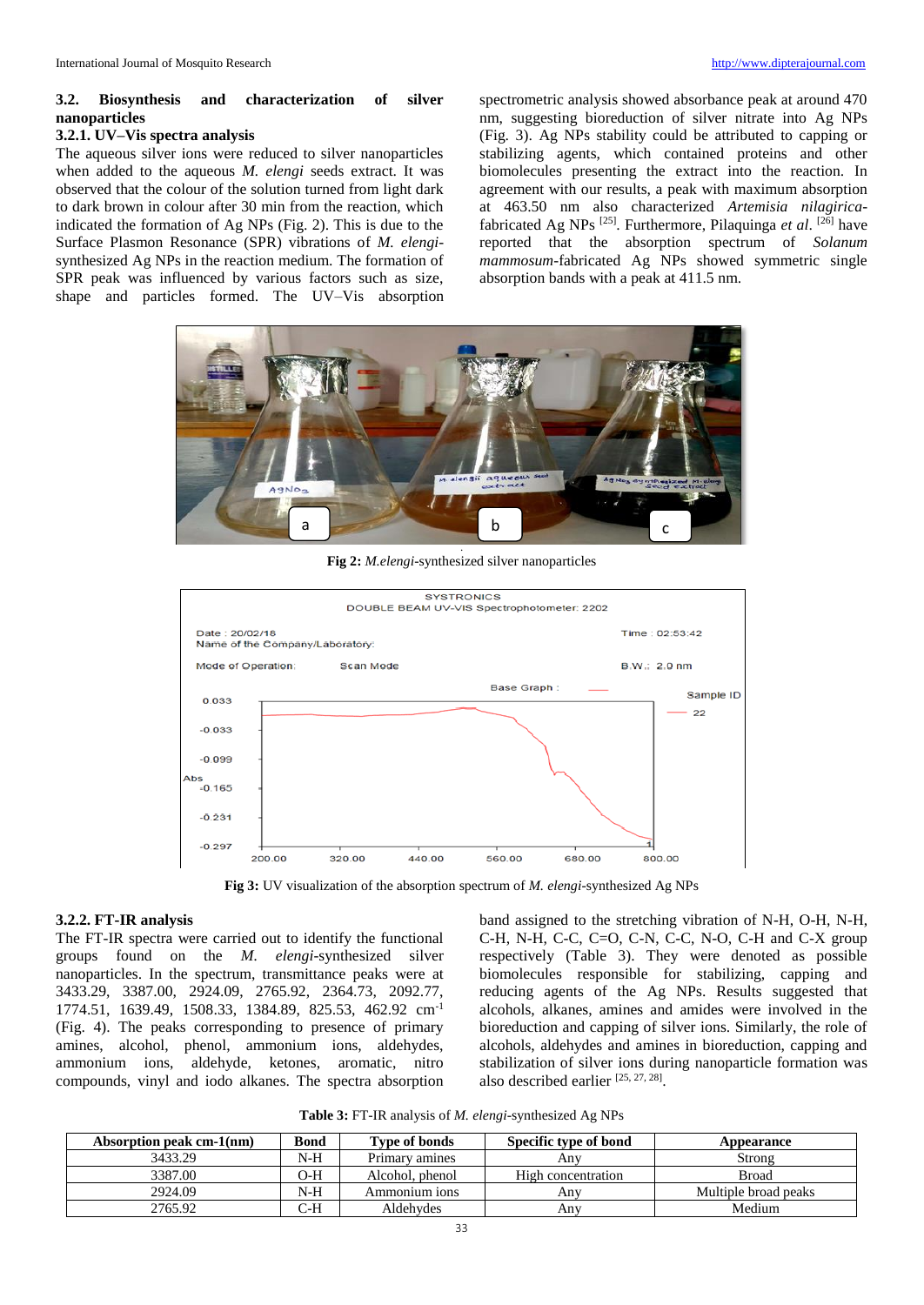### 3.2. Biosynthesis and characterization of silver nanoparticles

#### 3.2.1. UV–Vis spectra analysis

The aqueous silver ions were reduced to silver nanoparticles when added to the aqueous *M. elengi* seeds extract. It was observed that the colour of the solution turned from light dark to dark brown in colour after 30 min from the reaction, which indicated the formation of Ag NPs (Fig. 2). This is due to the Surface Plasmon Resonance (SPR) vibrations of *M. elengi*-synthesized Ag NPs in the reaction medium. The formation of SPR peak was influenced by various factors such as size, shape and particles formed. The UV–Vis absorption spectrometric analysis showed absorbance peak at around 470 nm, suggesting bioreduction of silver nitrate into Ag NPs (Fig. 3). Ag NPs stability could be attributed to capping or stabilizing agents, which contained proteins and other biomolecules presenting the extract into the reaction. In agreement with our results, a peak with maximum absorption at 463.50 nm also characterized *Artemisia nilagirica*-fabricated Ag NPs [25]. Furthermore, Pilaquinga *et al*. [26] have reported that the absorption spectrum of *Solanum mammosum*-fabricated Ag NPs showed symmetric single absorption bands with a peak at 411.5 nm.

**Fig 2:** *M.elengi*-synthesized silver nanoparticles

**Fig 3:** UV visualization of the absorption spectrum of *M. elengi*-synthesized Ag NPs

#### 3.2.2. FT-IR analysis

The FT-IR spectra were carried out to identify the functional groups found on the *M. elengi*-synthesized silver nanoparticles. In the spectrum, transmittance peaks were at 3433.29, 3387.00, 2924.09, 2765.92, 2364.73, 2092.77, 1774.51, 1639.49, 1508.33, 1384.89, 825.53, 462.92 $cm^{-1}$ (Fig. 4). The peaks corresponding to presence of primary amines, alcohol, phenol, ammonium ions, aldehydes, ammonium ions, aldehyde, ketones, aromatic, nitro compounds, vinyl and iodo alkanes. The spectra absorption band assigned to the stretching vibration of N-H, O-H, N-H, C-H, N-H, C-C, C=O, C-N, C-C, N-O, C-H and C-X group respectively (Table 3). They were denoted as possible biomolecules responsible for stabilizing, capping and reducing agents of the Ag NPs. Results suggested that alcohols, alkanes, amines and amides were involved in the bioreduction and capping of silver ions. Similarly, the role of alcohols, aldehydes and amines in bioreduction, capping and stabilization of silver ions during nanoparticle formation was also described earlier [25, 27, 28].

**Table 3:** FT-IR analysis of *M. elengi*-synthesized Ag NPs

| Absorption peak cm-1(nm) | Bond | Type of bonds | Specific type of bond | Appearance |
|---|---|---|---|---|
| 3433.29 | N-H | Primary amines | Any | Strong |
| 3387.00 | O-H | Alcohol, phenol | High concentration | Broad |
| 2924.09 | N-H | Ammonium ions | Any | Multiple broad peaks |
| 2765.92 | C-H | Aldehydes | Any | Medium |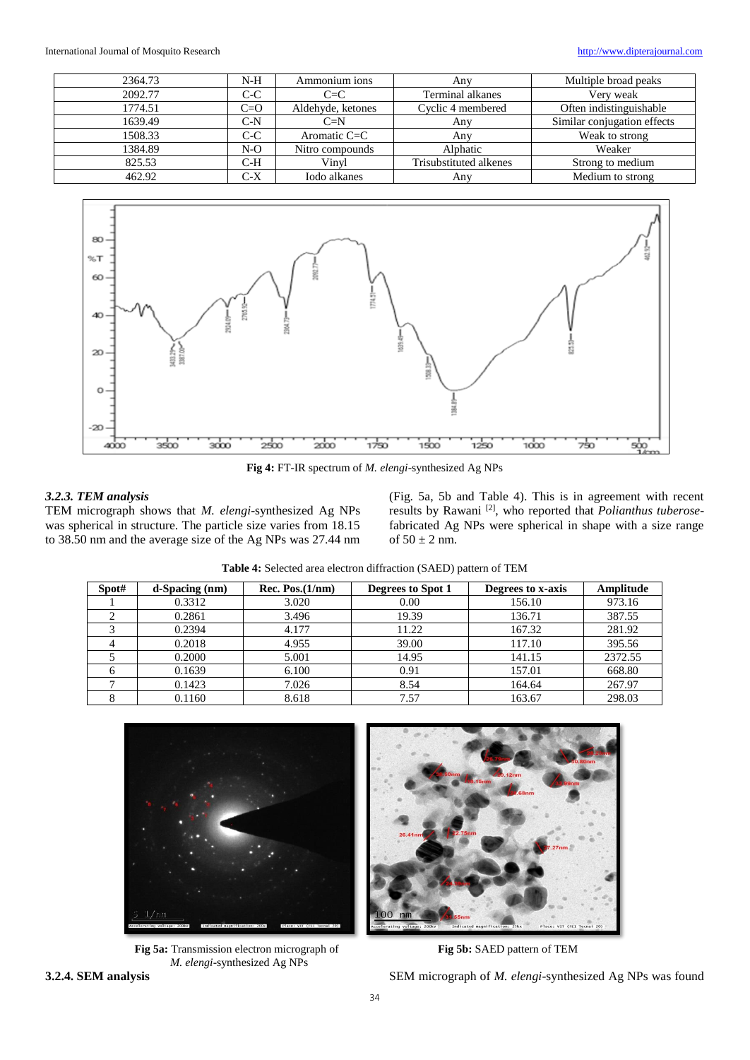| 2364.73 | N-H | Ammonium ions | Any | Multiple broad peaks |
|---|---|---|---|---|
| 2092.77 | C-C | C=C | Terminal alkanes | Very weak |
| 1774.51 | C=O | Aldehyde, ketones | Cyclic 4 membered | Often indistinguishable |
| 1639.49 | C-N | C=N | Any | Similar conjugation effects |
| 1508.33 | C-C | Aromatic C=C | Any | Weak to strong |
| 1384.89 | N-O | Nitro compounds | Alphatic | Weaker |
| 825.53 | C-H | Vinyl | Trisubstituted alkenes | Strong to medium |
| 462.92 | C-X | Iodo alkanes | Any | Medium to strong |

**Fig 4:** FT-IR spectrum of *M. elengi*-synthesized Ag NPs

### *3.2.3. TEM analysis*

TEM micrograph shows that *M. elengi*-synthesized Ag NPs was spherical in structure. The particle size varies from 18.15 to 38.50 nm and the average size of the Ag NPs was 27.44 nm (Fig. 5a, 5b and Table 4). This is in agreement with recent results by Rawani [2], who reported that *Polianthus tuberose*-fabricated Ag NPs were spherical in shape with a size range of 50 ± 2 nm.

**Table 4:** Selected area electron diffraction (SAED) pattern of TEM

| Spot# | d-Spacing (nm) | Rec. Pos.(1/nm) | Degrees to Spot 1 | Degrees to x-axis | Amplitude |
|---|---|---|---|---|---|
| 1 | 0.3312 | 3.020 | 0.00 | 156.10 | 973.16 |
| 2 | 0.2861 | 3.496 | 19.39 | 136.71 | 387.55 |
| 3 | 0.2394 | 4.177 | 11.22 | 167.32 | 281.92 |
| 4 | 0.2018 | 4.955 | 39.00 | 117.10 | 395.56 |
| 5 | 0.2000 | 5.001 | 14.95 | 141.15 | 2372.55 |
| 6 | 0.1639 | 6.100 | 0.91 | 157.01 | 668.80 |
| 7 | 0.1423 | 7.026 | 8.54 | 164.64 | 267.97 |
| 8 | 0.1160 | 8.618 | 7.57 | 163.67 | 298.03 |

**Fig 5a:** Transmission electron micrograph of *M. elengi*-synthesized Ag NPs

**Fig 5b:** SAED pattern of TEM

### 3.2.4. SEM analysis

SEM micrograph of *M. elengi*-synthesized Ag NPs was found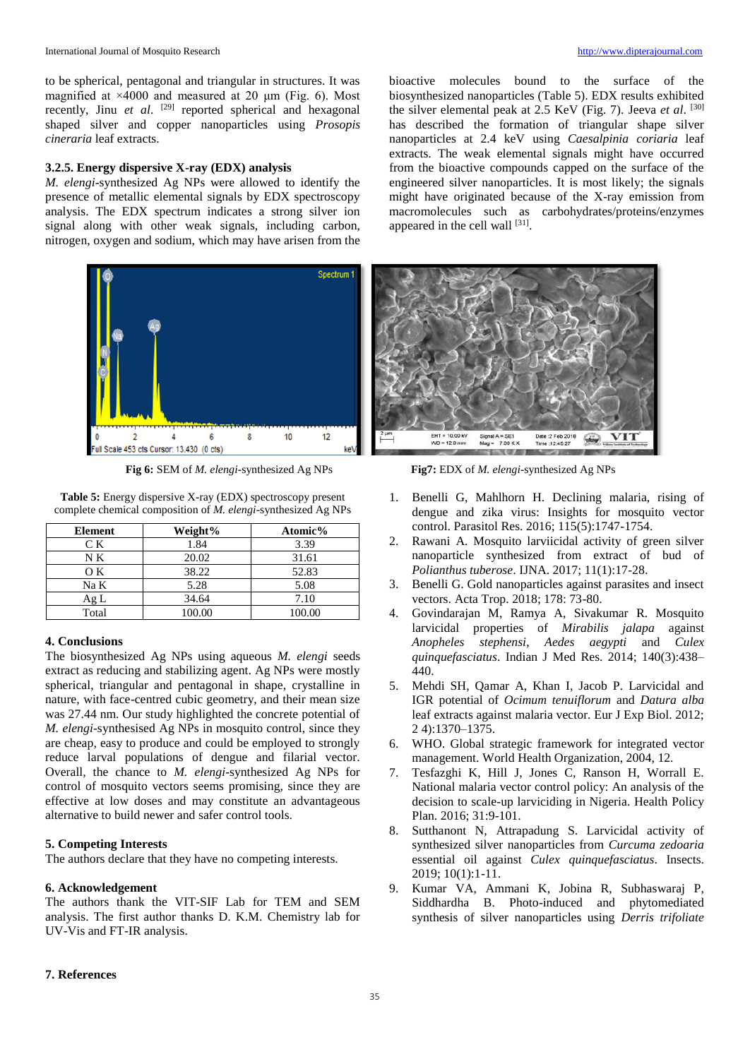to be spherical, pentagonal and triangular in structures. It was magnified at ×4000 and measured at 20 µm (Fig. 6). Most recently, Jinu *et al*. [29] reported spherical and hexagonal shaped silver and copper nanoparticles using *Prosopis cineraria* leaf extracts.

### 3.2.5. Energy dispersive X-ray (EDX) analysis

*M. elengi*-synthesized Ag NPs were allowed to identify the presence of metallic elemental signals by EDX spectroscopy analysis. The EDX spectrum indicates a strong silver ion signal along with other weak signals, including carbon, nitrogen, oxygen and sodium, which may have arisen from the bioactive molecules bound to the surface of the biosynthesized nanoparticles (Table 5). EDX results exhibited the silver elemental peak at 2.5 KeV (Fig. 7). Jeeva *et al*. [30] has described the formation of triangular shape silver nanoparticles at 2.4 keV using *Caesalpinia coriaria* leaf extracts. The weak elemental signals might have occurred from the bioactive compounds capped on the surface of the engineered silver nanoparticles. It is most likely; the signals might have originated because of the X-ray emission from macromolecules such as carbohydrates/proteins/enzymes appeared in the cell wall [31].

**Fig 6:** SEM of *M. elengi*-synthesized Ag NPs

**Fig7:** EDX of *M. elengi*-synthesized Ag NPs

**Table 5:** Energy dispersive X-ray (EDX) spectroscopy present complete chemical composition of *M. elengi*-synthesized Ag NPs

| Element | Weight% | Atomic% |
|---|---|---|
| C K | 1.84 | 3.39 |
| N K | 20.02 | 31.61 |
| O K | 38.22 | 52.83 |
| Na K | 5.28 | 5.08 |
| Ag L | 34.64 | 7.10 |
| Total | 100.00 | 100.00 |

## 4. Conclusions

The biosynthesized Ag NPs using aqueous *M. elengi* seeds extract as reducing and stabilizing agent. Ag NPs were mostly spherical, triangular and pentagonal in shape, crystalline in nature, with face-centred cubic geometry, and their mean size was 27.44 nm. Our study highlighted the concrete potential of *M. elengi*-synthesised Ag NPs in mosquito control, since they are cheap, easy to produce and could be employed to strongly reduce larval populations of dengue and filarial vector. Overall, the chance to *M. elengi*-synthesized Ag NPs for control of mosquito vectors seems promising, since they are effective at low doses and may constitute an advantageous alternative to build newer and safer control tools.

## 5. Competing Interests

The authors declare that they have no competing interests.

## 6. Acknowledgement

The authors thank the VIT-SIF Lab for TEM and SEM analysis. The first author thanks D. K.M. Chemistry lab for UV-Vis and FT-IR analysis.

## 7. References

1. Benelli G, Mahlhorn H. Declining malaria, rising of dengue and zika virus: Insights for mosquito vector control. Parasitol Res. 2016; 115(5):1747-1754.
2. Rawani A. Mosquito larviicidal activity of green silver nanoparticle synthesized from extract of bud of *Polianthus tuberose*. IJNA. 2017; 11(1):17-28.
3. Benelli G. Gold nanoparticles against parasites and insect vectors. Acta Trop. 2018; 178: 73-80.
4. Govindarajan M, Ramya A, Sivakumar R. Mosquito larvicidal properties of *Mirabilis jalapa* against *Anopheles stephensi*, *Aedes aegypti* and *Culex quinquefasciatus*. Indian J Med Res. 2014; 140(3):438–440.
5. Mehdi SH, Qamar A, Khan I, Jacob P. Larvicidal and IGR potential of *Ocimum tenuiflorum* and *Datura alba* leaf extracts against malaria vector. Eur J Exp Biol. 2012; 2 4):1370–1375.
6. WHO. Global strategic framework for integrated vector management. World Health Organization, 2004, 12.
7. Tesfazghi K, Hill J, Jones C, Ranson H, Worrall E. National malaria vector control policy: An analysis of the decision to scale-up larviciding in Nigeria. Health Policy Plan. 2016; 31:9-101.
8. Sutthanont N, Attrapadung S. Larvicidal activity of synthesized silver nanoparticles from *Curcuma zedoaria* essential oil against *Culex quinquefasciatus*. Insects. 2019; 10(1):1-11.
9. Kumar VA, Ammani K, Jobina R, Subhaswaraj P, Siddhardha B. Photo-induced and phytomediated synthesis of silver nanoparticles using *Derris trifoliate*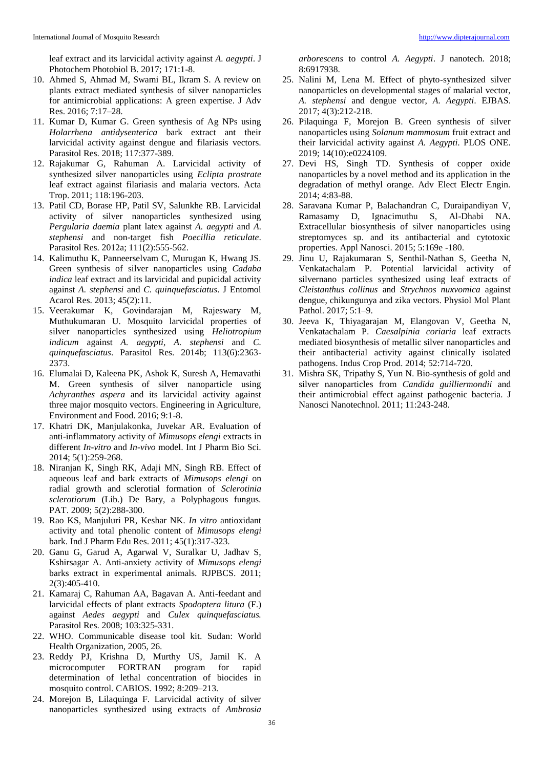leaf extract and its larvicidal activity against *A. aegypti*. J Photochem Photobiol B. 2017; 171:1-8.

10. Ahmed S, Ahmad M, Swami BL, Ikram S. A review on plants extract mediated synthesis of silver nanoparticles for antimicrobial applications: A green expertise. J Adv Res. 2016; 7:17–28.
11. Kumar D, Kumar G. Green synthesis of Ag NPs using *Holarrhena antidysenterica* bark extract ant their larvicidal activity against dengue and filariasis vectors. Parasitol Res. 2018; 117:377-389.
12. Rajakumar G, Rahuman A. Larvicidal activity of synthesized silver nanoparticles using *Eclipta prostrate* leaf extract against filariasis and malaria vectors. Acta Trop. 2011; 118:196-203.
13. Patil CD, Borase HP, Patil SV, Salunkhe RB. Larvicidal activity of silver nanoparticles synthesized using *Pergularia daemia* plant latex against *A. aegypti* and *A. stephensi* and non-target fish *Poecillia reticulate*. Parasitol Res. 2012a; 111(2):555-562.
14. Kalimuthu K, Panneerselvam C, Murugan K, Hwang JS. Green synthesis of silver nanoparticles using *Cadaba indica* leaf extract and its larvicidal and pupicidal activity against *A. stephensi* and *C. quinquefasciatus*. J Entomol Acarol Res. 2013; 45(2):11.
15. Veerakumar K, Govindarajan M, Rajeswary M, Muthukumaran U. Mosquito larvicidal properties of silver nanoparticles synthesized using *Heliotropium indicum* against *A. aegypti*, *A. stephensi* and *C. quinquefasciatus*. Parasitol Res. 2014b; 113(6):2363-2373.
16. Elumalai D, Kaleena PK, Ashok K, Suresh A, Hemavathi M. Green synthesis of silver nanoparticle using *Achyranthes aspera* and its larvicidal activity against three major mosquito vectors. Engineering in Agriculture, Environment and Food. 2016; 9:1-8.
17. Khatri DK, Manjulakonka, Juvekar AR. Evaluation of anti-inflammatory activity of *Mimusops elengi* extracts in different *In-vitro* and *In-vivo* model. Int J Pharm Bio Sci. 2014; 5(1):259-268.
18. Niranjan K, Singh RK, Adaji MN, Singh RB. Effect of aqueous leaf and bark extracts of *Mimusops elengi* on radial growth and sclerotial formation of *Sclerotinia sclerotiorum* (Lib.) De Bary, a Polyphagous fungus. PAT. 2009; 5(2):288-300.
19. Rao KS, Manjuluri PR, Keshar NK. *In vitro* antioxidant activity and total phenolic content of *Mimusops elengi* bark. Ind J Pharm Edu Res. 2011; 45(1):317-323.
20. Ganu G, Garud A, Agarwal V, Suralkar U, Jadhav S, Kshirsagar A. Anti-anxiety activity of *Mimusops elengi* barks extract in experimental animals. RJPBCS. 2011; 2(3):405-410.
21. Kamaraj C, Rahuman AA, Bagavan A. Anti-feedant and larvicidal effects of plant extracts *Spodoptera litura* (F.) against *Aedes aegypti* and *Culex quinquefasciatus.* Parasitol Res. 2008; 103:325-331.
22. WHO. Communicable disease tool kit. Sudan: World Health Organization, 2005, 26.
23. Reddy PJ, Krishna D, Murthy US, Jamil K. A microcomputer FORTRAN program for rapid determination of lethal concentration of biocides in mosquito control. CABIOS. 1992; 8:209–213.
24. Morejon B, Lilaquinga F. Larvicidal activity of silver nanoparticles synthesized using extracts of *Ambrosia arborescens* to control *A. Aegypti*. J nanotech. 2018; 8:6917938.
25. Nalini M, Lena M. Effect of phyto-synthesized silver nanoparticles on developmental stages of malarial vector, *A. stephensi* and dengue vector, *A. Aegypti*. EJBAS. 2017; 4(3):212-218.
26. Pilaquinga F, Morejon B. Green synthesis of silver nanoparticles using *Solanum mammosum* fruit extract and their larvicidal activity against *A. Aegypti*. PLOS ONE. 2019; 14(10):e0224109.
27. Devi HS, Singh TD. Synthesis of copper oxide nanoparticles by a novel method and its application in the degradation of methyl orange. Adv Elect Electr Engin. 2014; 4:83-88.
28. Saravana Kumar P, Balachandran C, Duraipandiyan V, Ramasamy D, Ignacimuthu S, Al-Dhabi NA. Extracellular biosynthesis of silver nanoparticles using streptomyces sp. and its antibacterial and cytotoxic properties. Appl Nanosci. 2015; 5:169e -180.
29. Jinu U, Rajakumaran S, Senthil-Nathan S, Geetha N, Venkatachalam P. Potential larvicidal activity of silvernano particles synthesized using leaf extracts of *Cleistanthus collinus* and *Strychnos nuxvomica* against dengue, chikungunya and zika vectors. Physiol Mol Plant Pathol. 2017; 5:1–9.
30. Jeeva K, Thiyagarajan M, Elangovan V, Geetha N, Venkatachalam P. *Caesalpinia coriaria* leaf extracts mediated biosynthesis of metallic silver nanoparticles and their antibacterial activity against clinically isolated pathogens. Indus Crop Prod. 2014; 52:714-720.
31. Mishra SK, Tripathy S, Yun N. Bio-synthesis of gold and silver nanoparticles from *Candida guilliermondii* and their antimicrobial effect against pathogenic bacteria. J Nanosci Nanotechnol. 2011; 11:243-248.